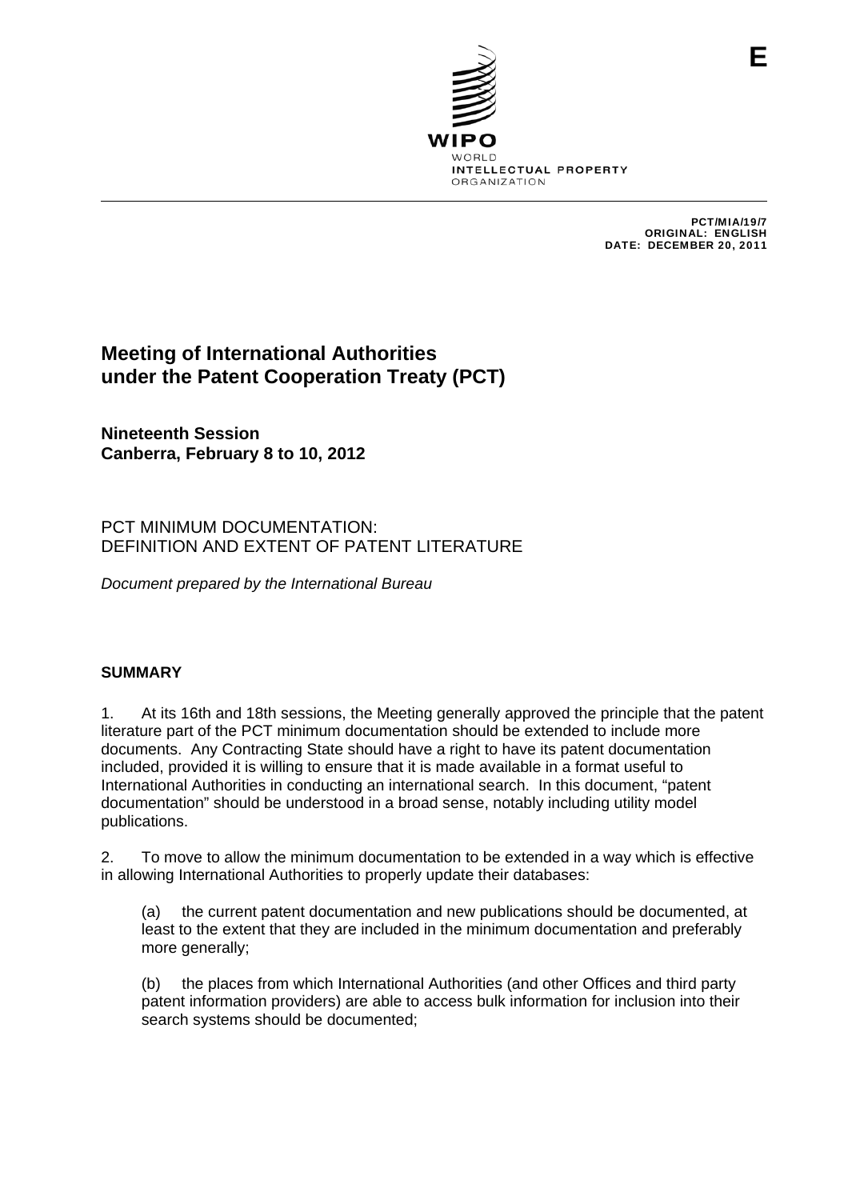E

WIPO
WORLD
INTELLECTUAL PROPERTY
ORGANIZATION

PCT/MIA/19/7
ORIGINAL: ENGLISH
DATE: DECEMBER 20, 2011

# Meeting of International Authorities under the Patent Cooperation Treaty (PCT)

**Nineteenth Session**
**Canberra, February 8 to 10, 2012**

## PCT MINIMUM DOCUMENTATION: DEFINITION AND EXTENT OF PATENT LITERATURE

*Document prepared by the International Bureau*

### SUMMARY

1. At its 16th and 18th sessions, the Meeting generally approved the principle that the patent literature part of the PCT minimum documentation should be extended to include more documents. Any Contracting State should have a right to have its patent documentation included, provided it is willing to ensure that it is made available in a format useful to International Authorities in conducting an international search. In this document, "patent documentation" should be understood in a broad sense, notably including utility model publications.

2. To move to allow the minimum documentation to be extended in a way which is effective in allowing International Authorities to properly update their databases:

(a) the current patent documentation and new publications should be documented, at least to the extent that they are included in the minimum documentation and preferably more generally;

(b) the places from which International Authorities (and other Offices and third party patent information providers) are able to access bulk information for inclusion into their search systems should be documented;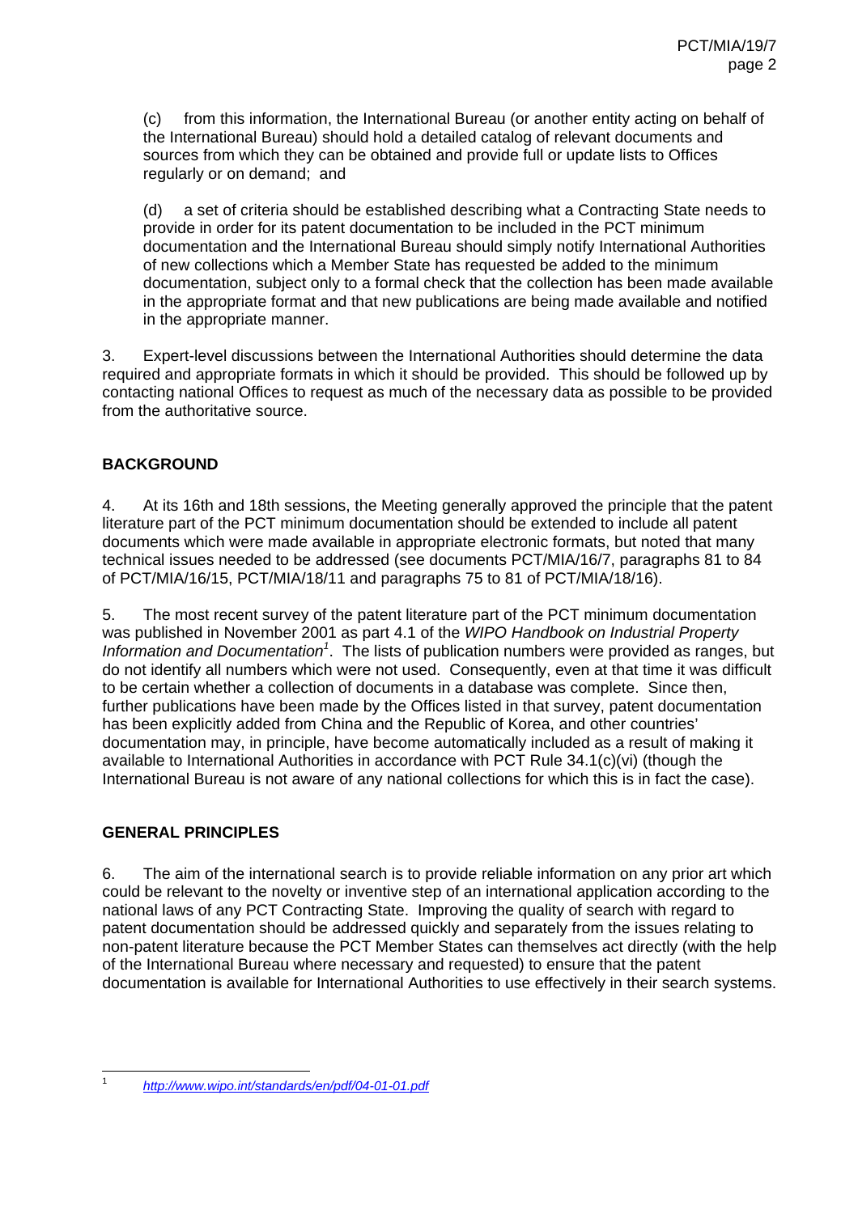(c) from this information, the International Bureau (or another entity acting on behalf of the International Bureau) should hold a detailed catalog of relevant documents and sources from which they can be obtained and provide full or update lists to Offices regularly or on demand; and

(d) a set of criteria should be established describing what a Contracting State needs to provide in order for its patent documentation to be included in the PCT minimum documentation and the International Bureau should simply notify International Authorities of new collections which a Member State has requested be added to the minimum documentation, subject only to a formal check that the collection has been made available in the appropriate format and that new publications are being made available and notified in the appropriate manner.

3. Expert-level discussions between the International Authorities should determine the data required and appropriate formats in which it should be provided. This should be followed up by contacting national Offices to request as much of the necessary data as possible to be provided from the authoritative source.

## BACKGROUND

4. At its 16th and 18th sessions, the Meeting generally approved the principle that the patent literature part of the PCT minimum documentation should be extended to include all patent documents which were made available in appropriate electronic formats, but noted that many technical issues needed to be addressed (see documents PCT/MIA/16/7, paragraphs 81 to 84 of PCT/MIA/16/15, PCT/MIA/18/11 and paragraphs 75 to 81 of PCT/MIA/18/16).

5. The most recent survey of the patent literature part of the PCT minimum documentation was published in November 2001 as part 4.1 of the *WIPO Handbook on Industrial Property Information and Documentation*[1]. The lists of publication numbers were provided as ranges, but do not identify all numbers which were not used. Consequently, even at that time it was difficult to be certain whether a collection of documents in a database was complete. Since then, further publications have been made by the Offices listed in that survey, patent documentation has been explicitly added from China and the Republic of Korea, and other countries' documentation may, in principle, have become automatically included as a result of making it available to International Authorities in accordance with PCT Rule 34.1(c)(vi) (though the International Bureau is not aware of any national collections for which this is in fact the case).

## GENERAL PRINCIPLES

6. The aim of the international search is to provide reliable information on any prior art which could be relevant to the novelty or inventive step of an international application according to the national laws of any PCT Contracting State. Improving the quality of search with regard to patent documentation should be addressed quickly and separately from the issues relating to non-patent literature because the PCT Member States can themselves act directly (with the help of the International Bureau where necessary and requested) to ensure that the patent documentation is available for International Authorities to use effectively in their search systems.

---

[1] http://www.wipo.int/standards/en/pdf/04-01-01.pdf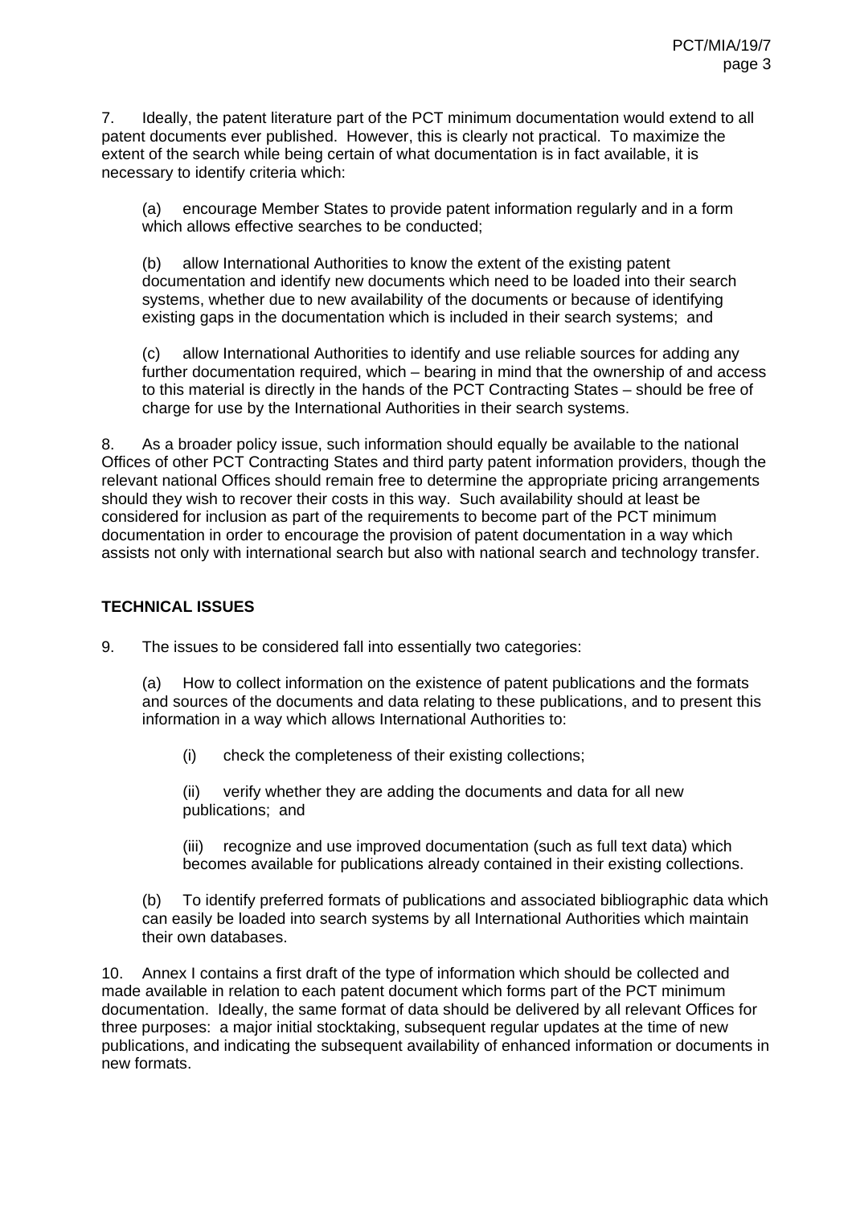7. Ideally, the patent literature part of the PCT minimum documentation would extend to all patent documents ever published. However, this is clearly not practical. To maximize the extent of the search while being certain of what documentation is in fact available, it is necessary to identify criteria which:

(a) encourage Member States to provide patent information regularly and in a form which allows effective searches to be conducted;

(b) allow International Authorities to know the extent of the existing patent documentation and identify new documents which need to be loaded into their search systems, whether due to new availability of the documents or because of identifying existing gaps in the documentation which is included in their search systems; and

(c) allow International Authorities to identify and use reliable sources for adding any further documentation required, which – bearing in mind that the ownership of and access to this material is directly in the hands of the PCT Contracting States – should be free of charge for use by the International Authorities in their search systems.

8. As a broader policy issue, such information should equally be available to the national Offices of other PCT Contracting States and third party patent information providers, though the relevant national Offices should remain free to determine the appropriate pricing arrangements should they wish to recover their costs in this way. Such availability should at least be considered for inclusion as part of the requirements to become part of the PCT minimum documentation in order to encourage the provision of patent documentation in a way which assists not only with international search but also with national search and technology transfer.

## TECHNICAL ISSUES

9. The issues to be considered fall into essentially two categories:

(a) How to collect information on the existence of patent publications and the formats and sources of the documents and data relating to these publications, and to present this information in a way which allows International Authorities to:

(i) check the completeness of their existing collections;

(ii) verify whether they are adding the documents and data for all new publications; and

(iii) recognize and use improved documentation (such as full text data) which becomes available for publications already contained in their existing collections.

(b) To identify preferred formats of publications and associated bibliographic data which can easily be loaded into search systems by all International Authorities which maintain their own databases.

10. Annex I contains a first draft of the type of information which should be collected and made available in relation to each patent document which forms part of the PCT minimum documentation. Ideally, the same format of data should be delivered by all relevant Offices for three purposes: a major initial stocktaking, subsequent regular updates at the time of new publications, and indicating the subsequent availability of enhanced information or documents in new formats.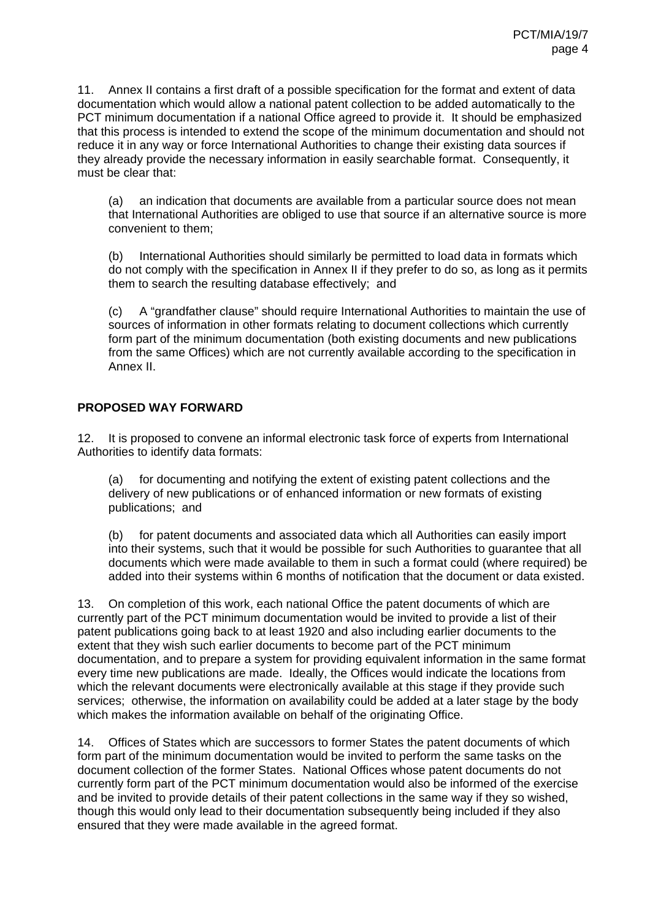11. Annex II contains a first draft of a possible specification for the format and extent of data documentation which would allow a national patent collection to be added automatically to the PCT minimum documentation if a national Office agreed to provide it. It should be emphasized that this process is intended to extend the scope of the minimum documentation and should not reduce it in any way or force International Authorities to change their existing data sources if they already provide the necessary information in easily searchable format. Consequently, it must be clear that:

(a) an indication that documents are available from a particular source does not mean that International Authorities are obliged to use that source if an alternative source is more convenient to them;

(b) International Authorities should similarly be permitted to load data in formats which do not comply with the specification in Annex II if they prefer to do so, as long as it permits them to search the resulting database effectively; and

(c) A "grandfather clause" should require International Authorities to maintain the use of sources of information in other formats relating to document collections which currently form part of the minimum documentation (both existing documents and new publications from the same Offices) which are not currently available according to the specification in Annex II.

## PROPOSED WAY FORWARD

12. It is proposed to convene an informal electronic task force of experts from International Authorities to identify data formats:

(a) for documenting and notifying the extent of existing patent collections and the delivery of new publications or of enhanced information or new formats of existing publications; and

(b) for patent documents and associated data which all Authorities can easily import into their systems, such that it would be possible for such Authorities to guarantee that all documents which were made available to them in such a format could (where required) be added into their systems within 6 months of notification that the document or data existed.

13. On completion of this work, each national Office the patent documents of which are currently part of the PCT minimum documentation would be invited to provide a list of their patent publications going back to at least 1920 and also including earlier documents to the extent that they wish such earlier documents to become part of the PCT minimum documentation, and to prepare a system for providing equivalent information in the same format every time new publications are made. Ideally, the Offices would indicate the locations from which the relevant documents were electronically available at this stage if they provide such services; otherwise, the information on availability could be added at a later stage by the body which makes the information available on behalf of the originating Office.

14. Offices of States which are successors to former States the patent documents of which form part of the minimum documentation would be invited to perform the same tasks on the document collection of the former States. National Offices whose patent documents do not currently form part of the PCT minimum documentation would also be informed of the exercise and be invited to provide details of their patent collections in the same way if they so wished, though this would only lead to their documentation subsequently being included if they also ensured that they were made available in the agreed format.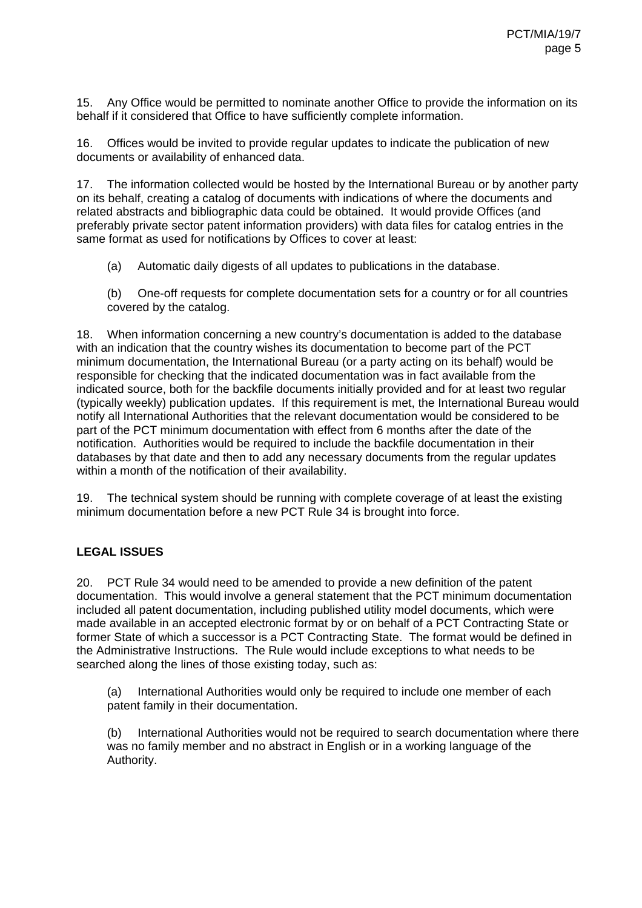15. Any Office would be permitted to nominate another Office to provide the information on its behalf if it considered that Office to have sufficiently complete information.

16. Offices would be invited to provide regular updates to indicate the publication of new documents or availability of enhanced data.

17. The information collected would be hosted by the International Bureau or by another party on its behalf, creating a catalog of documents with indications of where the documents and related abstracts and bibliographic data could be obtained. It would provide Offices (and preferably private sector patent information providers) with data files for catalog entries in the same format as used for notifications by Offices to cover at least:

(a) Automatic daily digests of all updates to publications in the database.

(b) One-off requests for complete documentation sets for a country or for all countries covered by the catalog.

18. When information concerning a new country's documentation is added to the database with an indication that the country wishes its documentation to become part of the PCT minimum documentation, the International Bureau (or a party acting on its behalf) would be responsible for checking that the indicated documentation was in fact available from the indicated source, both for the backfile documents initially provided and for at least two regular (typically weekly) publication updates. If this requirement is met, the International Bureau would notify all International Authorities that the relevant documentation would be considered to be part of the PCT minimum documentation with effect from 6 months after the date of the notification. Authorities would be required to include the backfile documentation in their databases by that date and then to add any necessary documents from the regular updates within a month of the notification of their availability.

19. The technical system should be running with complete coverage of at least the existing minimum documentation before a new PCT Rule 34 is brought into force.

## LEGAL ISSUES

20. PCT Rule 34 would need to be amended to provide a new definition of the patent documentation. This would involve a general statement that the PCT minimum documentation included all patent documentation, including published utility model documents, which were made available in an accepted electronic format by or on behalf of a PCT Contracting State or former State of which a successor is a PCT Contracting State. The format would be defined in the Administrative Instructions. The Rule would include exceptions to what needs to be searched along the lines of those existing today, such as:

(a) International Authorities would only be required to include one member of each patent family in their documentation.

(b) International Authorities would not be required to search documentation where there was no family member and no abstract in English or in a working language of the Authority.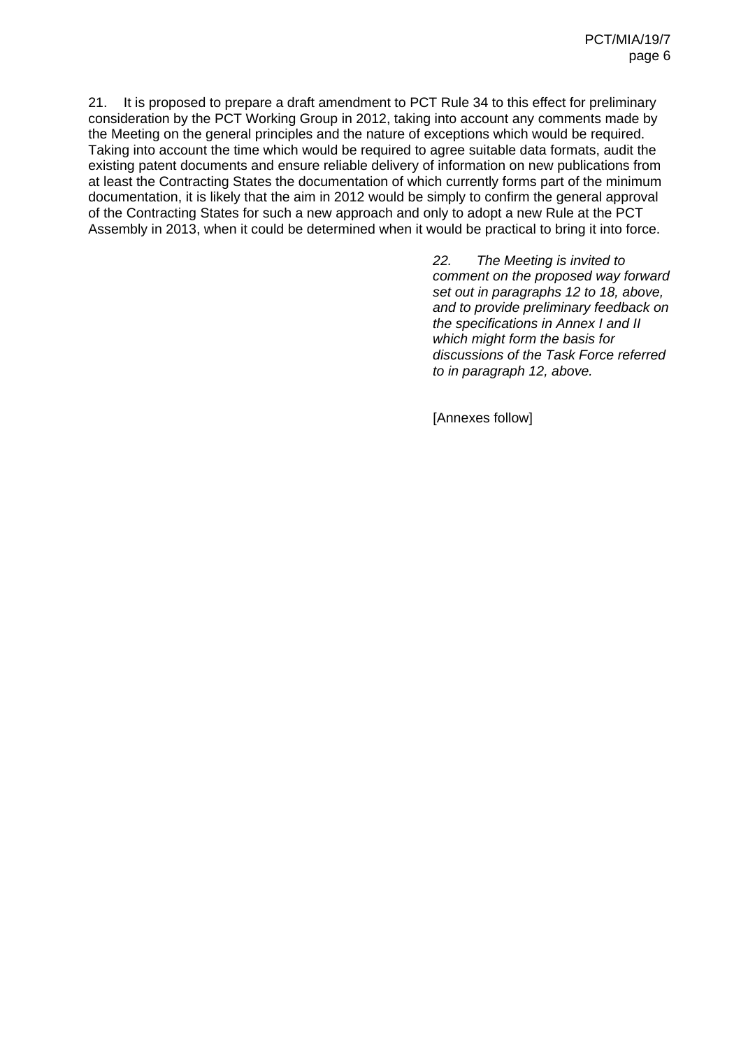21. It is proposed to prepare a draft amendment to PCT Rule 34 to this effect for preliminary consideration by the PCT Working Group in 2012, taking into account any comments made by the Meeting on the general principles and the nature of exceptions which would be required. Taking into account the time which would be required to agree suitable data formats, audit the existing patent documents and ensure reliable delivery of information on new publications from at least the Contracting States the documentation of which currently forms part of the minimum documentation, it is likely that the aim in 2012 would be simply to confirm the general approval of the Contracting States for such a new approach and only to adopt a new Rule at the PCT Assembly in 2013, when it could be determined when it would be practical to bring it into force.

*22. The Meeting is invited to comment on the proposed way forward set out in paragraphs 12 to 18, above, and to provide preliminary feedback on the specifications in Annex I and II which might form the basis for discussions of the Task Force referred to in paragraph 12, above.*

[Annexes follow]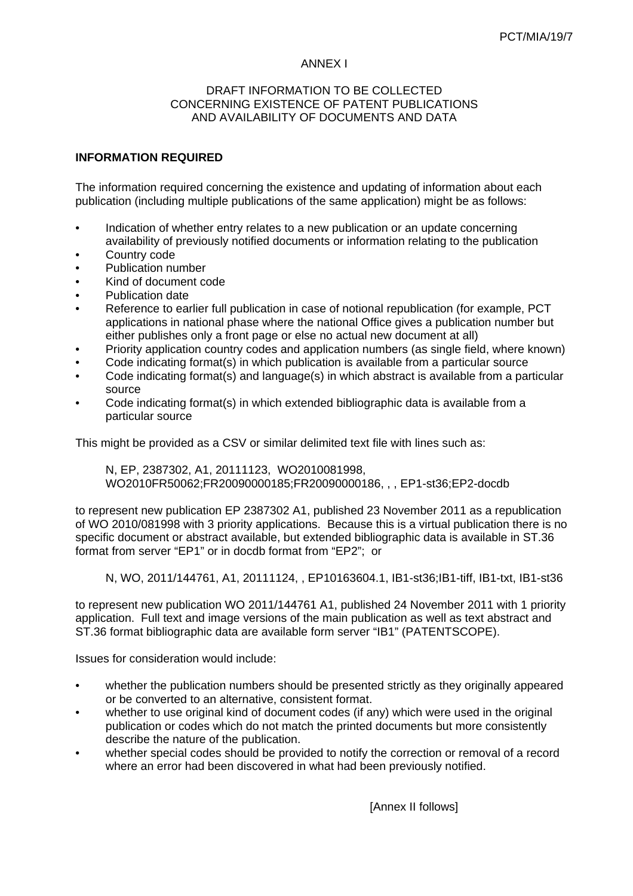ANNEX I

DRAFT INFORMATION TO BE COLLECTED
CONCERNING EXISTENCE OF PATENT PUBLICATIONS
AND AVAILABILITY OF DOCUMENTS AND DATA

**INFORMATION REQUIRED**

The information required concerning the existence and updating of information about each publication (including multiple publications of the same application) might be as follows:

- Indication of whether entry relates to a new publication or an update concerning availability of previously notified documents or information relating to the publication
- Country code
- Publication number
- Kind of document code
- Publication date
- Reference to earlier full publication in case of notional republication (for example, PCT applications in national phase where the national Office gives a publication number but either publishes only a front page or else no actual new document at all)
- Priority application country codes and application numbers (as single field, where known)
- Code indicating format(s) in which publication is available from a particular source
- Code indicating format(s) and language(s) in which abstract is available from a particular source
- Code indicating format(s) in which extended bibliographic data is available from a particular source

This might be provided as a CSV or similar delimited text file with lines such as:

> N, EP, 2387302, A1, 20111123, WO2010081998, WO2010FR50062;FR20090000185;FR20090000186, , , EP1-st36;EP2-docdb

to represent new publication EP 2387302 A1, published 23 November 2011 as a republication of WO 2010/081998 with 3 priority applications. Because this is a virtual publication there is no specific document or abstract available, but extended bibliographic data is available in ST.36 format from server "EP1" or in docdb format from "EP2"; or

> N, WO, 2011/144761, A1, 20111124, , EP10163604.1, IB1-st36;IB1-tiff, IB1-txt, IB1-st36

to represent new publication WO 2011/144761 A1, published 24 November 2011 with 1 priority application. Full text and image versions of the main publication as well as text abstract and ST.36 format bibliographic data are available form server "IB1" (PATENTSCOPE).

Issues for consideration would include:

- whether the publication numbers should be presented strictly as they originally appeared or be converted to an alternative, consistent format.
- whether to use original kind of document codes (if any) which were used in the original publication or codes which do not match the printed documents but more consistently describe the nature of the publication.
- whether special codes should be provided to notify the correction or removal of a record where an error had been discovered in what had been previously notified.

[Annex II follows]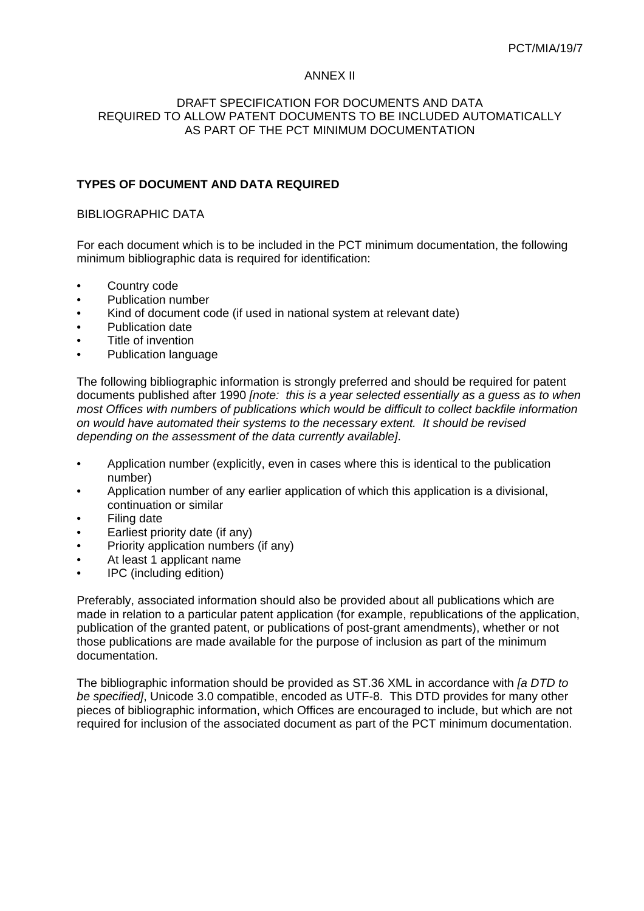ANNEX II

DRAFT SPECIFICATION FOR DOCUMENTS AND DATA
REQUIRED TO ALLOW PATENT DOCUMENTS TO BE INCLUDED AUTOMATICALLY
AS PART OF THE PCT MINIMUM DOCUMENTATION

## TYPES OF DOCUMENT AND DATA REQUIRED

### BIBLIOGRAPHIC DATA

For each document which is to be included in the PCT minimum documentation, the following minimum bibliographic data is required for identification:

- Country code
- Publication number
- Kind of document code (if used in national system at relevant date)
- Publication date
- Title of invention
- Publication language

The following bibliographic information is strongly preferred and should be required for patent documents published after 1990 *[note: this is a year selected essentially as a guess as to when most Offices with numbers of publications which would be difficult to collect backfile information on would have automated their systems to the necessary extent. It should be revised depending on the assessment of the data currently available]*.

- Application number (explicitly, even in cases where this is identical to the publication number)
- Application number of any earlier application of which this application is a divisional, continuation or similar
- Filing date
- Earliest priority date (if any)
- Priority application numbers (if any)
- At least 1 applicant name
- IPC (including edition)

Preferably, associated information should also be provided about all publications which are made in relation to a particular patent application (for example, republications of the application, publication of the granted patent, or publications of post-grant amendments), whether or not those publications are made available for the purpose of inclusion as part of the minimum documentation.

The bibliographic information should be provided as ST.36 XML in accordance with *[a DTD to be specified]*, Unicode 3.0 compatible, encoded as UTF-8. This DTD provides for many other pieces of bibliographic information, which Offices are encouraged to include, but which are not required for inclusion of the associated document as part of the PCT minimum documentation.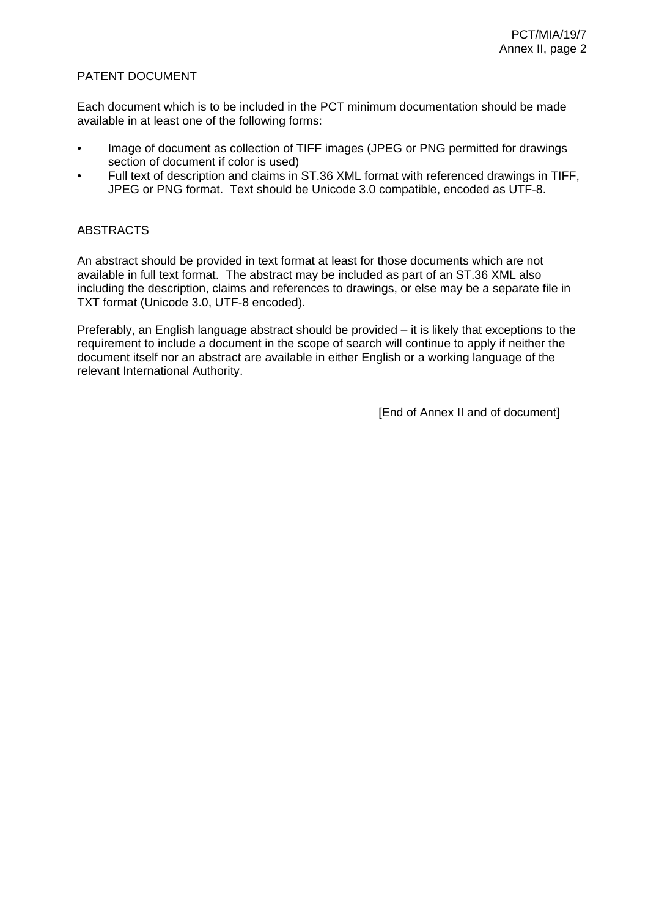PATENT DOCUMENT

Each document which is to be included in the PCT minimum documentation should be made available in at least one of the following forms:

- Image of document as collection of TIFF images (JPEG or PNG permitted for drawings section of document if color is used)
- Full text of description and claims in ST.36 XML format with referenced drawings in TIFF, JPEG or PNG format. Text should be Unicode 3.0 compatible, encoded as UTF-8.

ABSTRACTS

An abstract should be provided in text format at least for those documents which are not available in full text format. The abstract may be included as part of an ST.36 XML also including the description, claims and references to drawings, or else may be a separate file in TXT format (Unicode 3.0, UTF-8 encoded).

Preferably, an English language abstract should be provided – it is likely that exceptions to the requirement to include a document in the scope of search will continue to apply if neither the document itself nor an abstract are available in either English or a working language of the relevant International Authority.

[End of Annex II and of document]